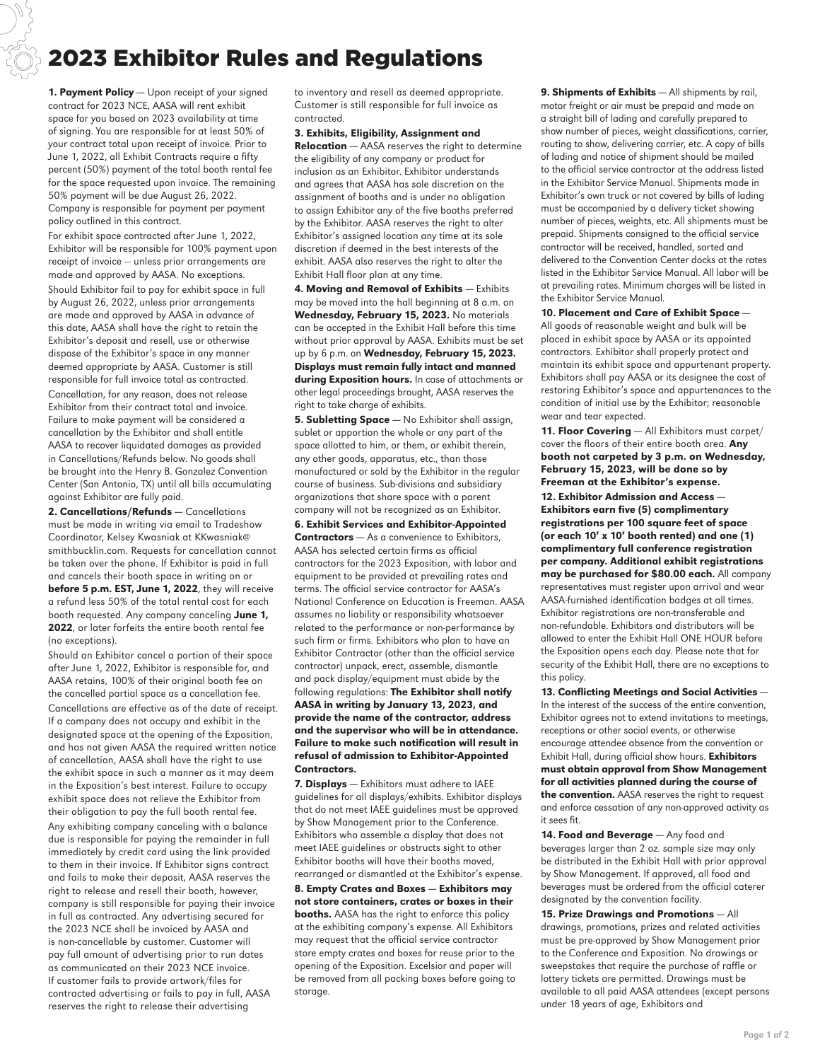# 2023 Exhibitor Rules and Regulations

**1. Payment Policy** — Upon receipt of your signed contract for 2023 NCE, AASA will rent exhibit space for you based on 2023 availability at time of signing. You are responsible for at least 50% of your contract total upon receipt of invoice. Prior to June 1, 2022, all Exhibit Contracts require a fifty percent (50%) payment of the total booth rental fee for the space requested upon invoice. The remaining 50% payment will be due August 26, 2022. Company is responsible for payment per payment policy outlined in this contract.

For exhibit space contracted after June 1, 2022, Exhibitor will be responsible for 100% payment upon receipt of invoice — unless prior arrangements are made and approved by AASA. No exceptions.

Should Exhibitor fail to pay for exhibit space in full by August 26, 2022, unless prior arrangements are made and approved by AASA in advance of this date, AASA shall have the right to retain the Exhibitor's deposit and resell, use or otherwise dispose of the Exhibitor's space in any manner deemed appropriate by AASA. Customer is still responsible for full invoice total as contracted.

Cancellation, for any reason, does not release Exhibitor from their contract total and invoice. Failure to make payment will be considered a cancellation by the Exhibitor and shall entitle AASA to recover liquidated damages as provided in Cancellations/Refunds below. No goods shall be brought into the Henry B. Gonzalez Convention Center (San Antonio, TX) until all bills accumulating against Exhibitor are fully paid.

**2. Cancellations/Refunds** — Cancellations must be made in writing via email to Tradeshow Coordinator, Kelsey Kwasniak at KKwasniak@smithbucklin.com. Requests for cancellation cannot be taken over the phone. If Exhibitor is paid in full and cancels their booth space in writing on or **before 5 p.m. EST, June 1, 2022**, they will receive a refund less 50% of the total rental cost for each booth requested. Any company canceling **June 1, 2022**, or later forfeits the entire booth rental fee (no exceptions).

Should an Exhibitor cancel a portion of their space after June 1, 2022, Exhibitor is responsible for, and AASA retains, 100% of their original booth fee on the cancelled partial space as a cancellation fee.

Cancellations are effective as of the date of receipt. If a company does not occupy and exhibit in the designated space at the opening of the Exposition, and has not given AASA the required written notice of cancellation, AASA shall have the right to use the exhibit space in such a manner as it may deem in the Exposition's best interest. Failure to occupy exhibit space does not relieve the Exhibitor from their obligation to pay the full booth rental fee.

Any exhibiting company canceling with a balance due is responsible for paying the remainder in full immediately by credit card using the link provided to them in their invoice. If Exhibitor signs contract and fails to make their deposit, AASA reserves the right to release and resell their booth, however, company is still responsible for paying their invoice in full as contracted. Any advertising secured for the 2023 NCE shall be invoiced by AASA and is non-cancellable by customer. Customer will pay full amount of advertising prior to run dates as communicated on their 2023 NCE invoice. If customer fails to provide artwork/files for contracted advertising or fails to pay in full, AASA reserves the right to release their advertising to inventory and resell as deemed appropriate. Customer is still responsible for full invoice as contracted.

**3. Exhibits, Eligibility, Assignment and Relocation** — AASA reserves the right to determine the eligibility of any company or product for inclusion as an Exhibitor. Exhibitor understands and agrees that AASA has sole discretion on the assignment of booths and is under no obligation to assign Exhibitor any of the five booths preferred by the Exhibitor. AASA reserves the right to alter Exhibitor's assigned location any time at its sole discretion if deemed in the best interests of the exhibit. AASA also reserves the right to alter the Exhibit Hall floor plan at any time.

**4. Moving and Removal of Exhibits** — Exhibits may be moved into the hall beginning at 8 a.m. on **Wednesday, February 15, 2023.** No materials can be accepted in the Exhibit Hall before this time without prior approval by AASA. Exhibits must be set up by 6 p.m. on **Wednesday, February 15, 2023. Displays must remain fully intact and manned during Exposition hours.** In case of attachments or other legal proceedings brought, AASA reserves the right to take charge of exhibits.

**5. Subletting Space** — No Exhibitor shall assign, sublet or apportion the whole or any part of the space allotted to him, or them, or exhibit therein, any other goods, apparatus, etc., than those manufactured or sold by the Exhibitor in the regular course of business. Sub-divisions and subsidiary organizations that share space with a parent company will not be recognized as an Exhibitor.

**6. Exhibit Services and Exhibitor-Appointed Contractors** — As a convenience to Exhibitors, AASA has selected certain firms as official contractors for the 2023 Exposition, with labor and equipment to be provided at prevailing rates and terms. The official service contractor for AASA's National Conference on Education is Freeman. AASA assumes no liability or responsibility whatsoever related to the performance or non-performance by such firm or firms. Exhibitors who plan to have an Exhibitor Contractor (other than the official service contractor) unpack, erect, assemble, dismantle and pack display/equipment must abide by the following regulations: **The Exhibitor shall notify AASA in writing by January 13, 2023, and provide the name of the contractor, address and the supervisor who will be in attendance. Failure to make such notification will result in refusal of admission to Exhibitor-Appointed Contractors.**

**7. Displays** — Exhibitors must adhere to IAEE guidelines for all displays/exhibits. Exhibitor displays that do not meet IAEE guidelines must be approved by Show Management prior to the Conference. Exhibitors who assemble a display that does not meet IAEE guidelines or obstructs sight to other Exhibitor booths will have their booths moved, rearranged or dismantled at the Exhibitor's expense.

**8. Empty Crates and Boxes** — **Exhibitors may not store containers, crates or boxes in their booths.** AASA has the right to enforce this policy at the exhibiting company's expense. All Exhibitors may request that the official service contractor store empty crates and boxes for reuse prior to the opening of the Exposition. Excelsior and paper will be removed from all packing boxes before going to storage.

**9. Shipments of Exhibits** — All shipments by rail, motor freight or air must be prepaid and made on a straight bill of lading and carefully prepared to show number of pieces, weight classifications, carrier, routing to show, delivering carrier, etc. A copy of bills of lading and notice of shipment should be mailed to the official service contractor at the address listed in the Exhibitor Service Manual. Shipments made in Exhibitor's own truck or not covered by bills of lading must be accompanied by a delivery ticket showing number of pieces, weights, etc. All shipments must be prepaid. Shipments consigned to the official service contractor will be received, handled, sorted and delivered to the Convention Center docks at the rates listed in the Exhibitor Service Manual. All labor will be at prevailing rates. Minimum charges will be listed in the Exhibitor Service Manual.

**10. Placement and Care of Exhibit Space** — All goods of reasonable weight and bulk will be placed in exhibit space by AASA or its appointed contractors. Exhibitor shall properly protect and maintain its exhibit space and appurtenant property. Exhibitors shall pay AASA or its designee the cost of restoring Exhibitor's space and appurtenances to the condition of initial use by the Exhibitor; reasonable wear and tear expected.

**11. Floor Covering** — All Exhibitors must carpet/cover the floors of their entire booth area. **Any booth not carpeted by 3 p.m. on Wednesday, February 15, 2023, will be done so by Freeman at the Exhibitor's expense.**

**12. Exhibitor Admission and Access** — **Exhibitors earn five (5) complimentary registrations per 100 square feet of space (or each 10′ x 10′ booth rented) and one (1) complimentary full conference registration per company. Additional exhibit registrations may be purchased for $80.00 each.** All company representatives must register upon arrival and wear AASA-furnished identification badges at all times. Exhibitor registrations are non-transferable and non-refundable. Exhibitors and distributors will be allowed to enter the Exhibit Hall ONE HOUR before the Exposition opens each day. Please note that for security of the Exhibit Hall, there are no exceptions to this policy.

**13. Conflicting Meetings and Social Activities** — In the interest of the success of the entire convention, Exhibitor agrees not to extend invitations to meetings, receptions or other social events, or otherwise encourage attendee absence from the convention or Exhibit Hall, during official show hours. **Exhibitors must obtain approval from Show Management for all activities planned during the course of the convention.** AASA reserves the right to request and enforce cessation of any non-approved activity as it sees fit.

**14. Food and Beverage** — Any food and beverages larger than 2 oz. sample size may only be distributed in the Exhibit Hall with prior approval by Show Management. If approved, all food and beverages must be ordered from the official caterer designated by the convention facility.

**15. Prize Drawings and Promotions** — All drawings, promotions, prizes and related activities must be pre-approved by Show Management prior to the Conference and Exposition. No drawings or sweepstakes that require the purchase of raffle or lottery tickets are permitted. Drawings must be available to all paid AASA attendees (except persons under 18 years of age, Exhibitors and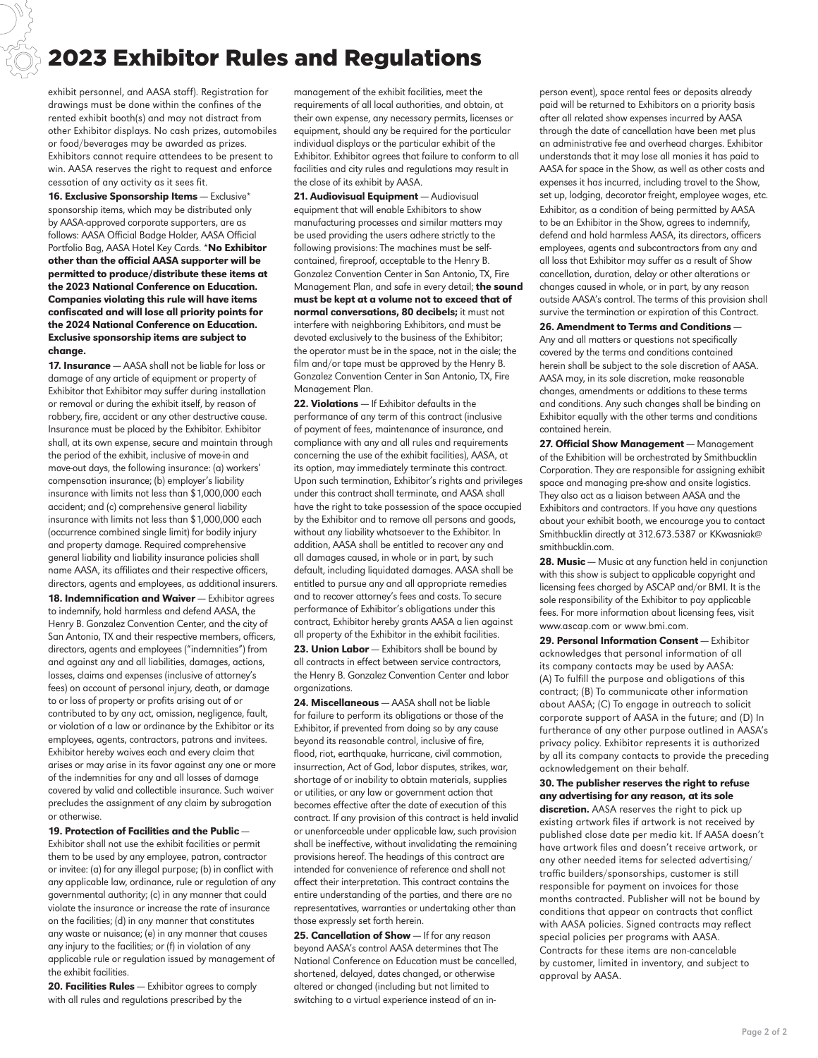# 2023 Exhibitor Rules and Regulations

exhibit personnel, and AASA staff). Registration for drawings must be done within the confines of the rented exhibit booth(s) and may not distract from other Exhibitor displays. No cash prizes, automobiles or food/beverages may be awarded as prizes. Exhibitors cannot require attendees to be present to win. AASA reserves the right to request and enforce cessation of any activity as it sees fit.

**16. Exclusive Sponsorship Items** — Exclusive* sponsorship items, which may be distributed only by AASA-approved corporate supporters, are as follows: AASA Official Badge Holder, AASA Official Portfolio Bag, AASA Hotel Key Cards. ***No Exhibitor other than the official AASA supporter will be permitted to produce/distribute these items at the 2023 National Conference on Education. Companies violating this rule will have items confiscated and will lose all priority points for the 2024 National Conference on Education. Exclusive sponsorship items are subject to change.**

**17. Insurance** — AASA shall not be liable for loss or damage of any article of equipment or property of Exhibitor that Exhibitor may suffer during installation or removal or during the exhibit itself, by reason of robbery, fire, accident or any other destructive cause. Insurance must be placed by the Exhibitor. Exhibitor shall, at its own expense, secure and maintain through the period of the exhibit, inclusive of move-in and move-out days, the following insurance: (a) workers' compensation insurance; (b) employer's liability insurance with limits not less than $1,000,000 each accident; and (c) comprehensive general liability insurance with limits not less than $1,000,000 each (occurrence combined single limit) for bodily injury and property damage. Required comprehensive general liability and liability insurance policies shall name AASA, its affiliates and their respective officers, directors, agents and employees, as additional insurers.

**18. Indemnification and Waiver** — Exhibitor agrees to indemnify, hold harmless and defend AASA, the Henry B. Gonzalez Convention Center, and the city of San Antonio, TX and their respective members, officers, directors, agents and employees ("indemnities") from and against any and all liabilities, damages, actions, losses, claims and expenses (inclusive of attorney's fees) on account of personal injury, death, or damage to or loss of property or profits arising out of or contributed to by any act, omission, negligence, fault, or violation of a law or ordinance by the Exhibitor or its employees, agents, contractors, patrons and invitees. Exhibitor hereby waives each and every claim that arises or may arise in its favor against any one or more of the indemnities for any and all losses of damage covered by valid and collectible insurance. Such waiver precludes the assignment of any claim by subrogation or otherwise.

**19. Protection of Facilities and the Public** — Exhibitor shall not use the exhibit facilities or permit them to be used by any employee, patron, contractor or invitee: (a) for any illegal purpose; (b) in conflict with any applicable law, ordinance, rule or regulation of any governmental authority; (c) in any manner that could violate the insurance or increase the rate of insurance on the facilities; (d) in any manner that constitutes any waste or nuisance; (e) in any manner that causes any injury to the facilities; or (f) in violation of any applicable rule or regulation issued by management of the exhibit facilities.

**20. Facilities Rules** — Exhibitor agrees to comply with all rules and regulations prescribed by the management of the exhibit facilities, meet the requirements of all local authorities, and obtain, at their own expense, any necessary permits, licenses or equipment, should any be required for the particular individual displays or the particular exhibit of the Exhibitor. Exhibitor agrees that failure to conform to all facilities and city rules and regulations may result in the close of its exhibit by AASA.

**21. Audiovisual Equipment** — Audiovisual equipment that will enable Exhibitors to show manufacturing processes and similar matters may be used providing the users adhere strictly to the following provisions: The machines must be self-contained, fireproof, acceptable to the Henry B. Gonzalez Convention Center in San Antonio, TX, Fire Management Plan, and safe in every detail; **the sound must be kept at a volume not to exceed that of normal conversations, 80 decibels;** it must not interfere with neighboring Exhibitors, and must be devoted exclusively to the business of the Exhibitor; the operator must be in the space, not in the aisle; the film and/or tape must be approved by the Henry B. Gonzalez Convention Center in San Antonio, TX, Fire Management Plan.

**22. Violations** — If Exhibitor defaults in the performance of any term of this contract (inclusive of payment of fees, maintenance of insurance, and compliance with any and all rules and requirements concerning the use of the exhibit facilities), AASA, at its option, may immediately terminate this contract. Upon such termination, Exhibitor's rights and privileges under this contract shall terminate, and AASA shall have the right to take possession of the space occupied by the Exhibitor and to remove all persons and goods, without any liability whatsoever to the Exhibitor. In addition, AASA shall be entitled to recover any and all damages caused, in whole or in part, by such default, including liquidated damages. AASA shall be entitled to pursue any and all appropriate remedies and to recover attorney's fees and costs. To secure performance of Exhibitor's obligations under this contract, Exhibitor hereby grants AASA a lien against all property of the Exhibitor in the exhibit facilities.

**23. Union Labor** — Exhibitors shall be bound by all contracts in effect between service contractors, the Henry B. Gonzalez Convention Center and labor organizations.

**24. Miscellaneous** — AASA shall not be liable for failure to perform its obligations or those of the Exhibitor, if prevented from doing so by any cause beyond its reasonable control, inclusive of fire, flood, riot, earthquake, hurricane, civil commotion, insurrection, Act of God, labor disputes, strikes, war, shortage of or inability to obtain materials, supplies or utilities, or any law or government action that becomes effective after the date of execution of this contract. If any provision of this contract is held invalid or unenforceable under applicable law, such provision shall be ineffective, without invalidating the remaining provisions hereof. The headings of this contract are intended for convenience of reference and shall not affect their interpretation. This contract contains the entire understanding of the parties, and there are no representatives, warranties or undertaking other than those expressly set forth herein.

**25. Cancellation of Show** — If for any reason beyond AASA's control AASA determines that The National Conference on Education must be cancelled, shortened, delayed, dates changed, or otherwise altered or changed (including but not limited to switching to a virtual experience instead of an in-person event), space rental fees or deposits already paid will be returned to Exhibitors on a priority basis after all related show expenses incurred by AASA through the date of cancellation have been met plus an administrative fee and overhead charges. Exhibitor understands that it may lose all monies it has paid to AASA for space in the Show, as well as other costs and expenses it has incurred, including travel to the Show, set up, lodging, decorator freight, employee wages, etc. Exhibitor, as a condition of being permitted by AASA to be an Exhibitor in the Show, agrees to indemnify, defend and hold harmless AASA, its directors, officers employees, agents and subcontractors from any and all loss that Exhibitor may suffer as a result of Show cancellation, duration, delay or other alterations or changes caused in whole, or in part, by any reason outside AASA's control. The terms of this provision shall survive the termination or expiration of this Contract.

**26. Amendment to Terms and Conditions** — Any and all matters or questions not specifically covered by the terms and conditions contained herein shall be subject to the sole discretion of AASA. AASA may, in its sole discretion, make reasonable changes, amendments or additions to these terms and conditions. Any such changes shall be binding on Exhibitor equally with the other terms and conditions contained herein.

**27. Official Show Management** — Management of the Exhibition will be orchestrated by Smithbucklin Corporation. They are responsible for assigning exhibit space and managing pre-show and onsite logistics. They also act as a liaison between AASA and the Exhibitors and contractors. If you have any questions about your exhibit booth, we encourage you to contact Smithbucklin directly at 312.673.5387 or KKwasniak@smithbucklin.com.

**28. Music** — Music at any function held in conjunction with this show is subject to applicable copyright and licensing fees charged by ASCAP and/or BMI. It is the sole responsibility of the Exhibitor to pay applicable fees. For more information about licensing fees, visit www.ascap.com or www.bmi.com.

**29. Personal Information Consent** — Exhibitor acknowledges that personal information of all its company contacts may be used by AASA: (A) To fulfill the purpose and obligations of this contract; (B) To communicate other information about AASA; (C) To engage in outreach to solicit corporate support of AASA in the future; and (D) In furtherance of any other purpose outlined in AASA's privacy policy. Exhibitor represents it is authorized by all its company contacts to provide the preceding acknowledgement on their behalf.

**30. The publisher reserves the right to refuse any advertising for any reason, at its sole discretion.** AASA reserves the right to pick up existing artwork files if artwork is not received by published close date per media kit. If AASA doesn't have artwork files and doesn't receive artwork, or any other needed items for selected advertising/traffic builders/sponsorships, customer is still responsible for payment on invoices for those months contracted. Publisher will not be bound by conditions that appear on contracts that conflict with AASA policies. Signed contracts may reflect special policies per programs with AASA. Contracts for these items are non-cancelable by customer, limited in inventory, and subject to approval by AASA.